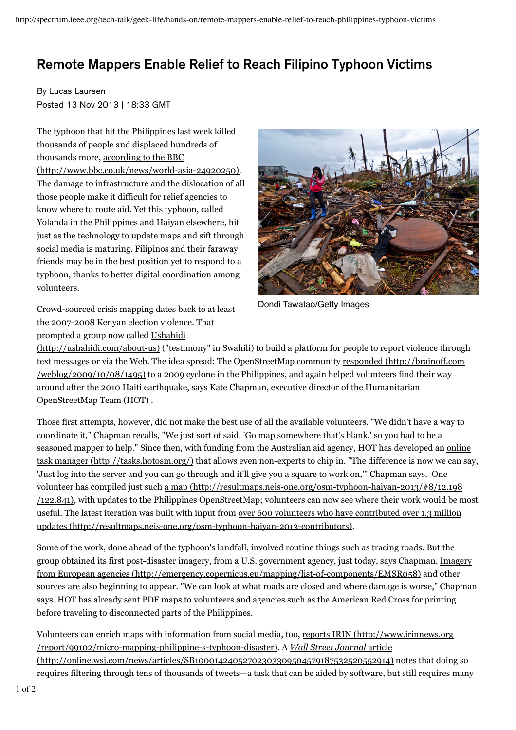# Remote Mappers Enable Relief to Reach Filipino Typhoon Victims

By Lucas Laursen
Posted 13 Nov 2013 | 18:33 GMT

The typhoon that hit the Philippines last week killed thousands of people and displaced hundreds of thousands more, according to the BBC (http://www.bbc.co.uk/news/world-asia-24920250). The damage to infrastructure and the dislocation of all those people make it difficult for relief agencies to know where to route aid. Yet this typhoon, called Yolanda in the Philippines and Haiyan elsewhere, hit just as the technology to update maps and sift through social media is maturing. Filipinos and their faraway friends may be in the best position yet to respond to a typhoon, thanks to better digital coordination among volunteers.

Dondi Tawatao/Getty Images

Crowd-sourced crisis mapping dates back to at least the 2007-2008 Kenyan election violence. That prompted a group now called Ushahidi (http://ushahidi.com/about-us) ("testimony" in Swahili) to build a platform for people to report violence through text messages or via the Web. The idea spread: The OpenStreetMap community responded (http://brainoff.com/weblog/2009/10/08/1495) to a 2009 cyclone in the Philippines, and again helped volunteers find their way around after the 2010 Haiti earthquake, says Kate Chapman, executive director of the Humanitarian OpenStreetMap Team (HOT) .

Those first attempts, however, did not make the best use of all the available volunteers. "We didn't have a way to coordinate it," Chapman recalls, "We just sort of said, 'Go map somewhere that's blank,' so you had to be a seasoned mapper to help." Since then, with funding from the Australian aid agency, HOT has developed an online task manager (http://tasks.hotosm.org/) that allows even non-experts to chip in. "The difference is now we can say, 'Just log into the server and you can go through and it'll give you a square to work on,'" Chapman says. One volunteer has compiled just such a map (http://resultmaps.neis-one.org/osm-typhoon-haiyan-2013/#8/12.198/122.841), with updates to the Philippines OpenStreetMap; volunteers can now see where their work would be most useful. The latest iteration was built with input from over 600 volunteers who have contributed over 1.3 million updates (http://resultmaps.neis-one.org/osm-typhoon-haiyan-2013-contributors).

Some of the work, done ahead of the typhoon's landfall, involved routine things such as tracing roads. But the group obtained its first post-disaster imagery, from a U.S. government agency, just today, says Chapman. Imagery from European agencies (http://emergency.copernicus.eu/mapping/list-of-components/EMSR058) and other sources are also beginning to appear. "We can look at what roads are closed and where damage is worse," Chapman says. HOT has already sent PDF maps to volunteers and agencies such as the American Red Cross for printing before traveling to disconnected parts of the Philippines.

Volunteers can enrich maps with information from social media, too, reports IRIN (http://www.irinnews.org/report/99102/micro-mapping-philippine-s-typhoon-disaster). A *Wall Street Journal* article (http://online.wsj.com/news/articles/SB10001424052702303309504579187532520552914) notes that doing so requires filtering through tens of thousands of tweets—a task that can be aided by software, but still requires many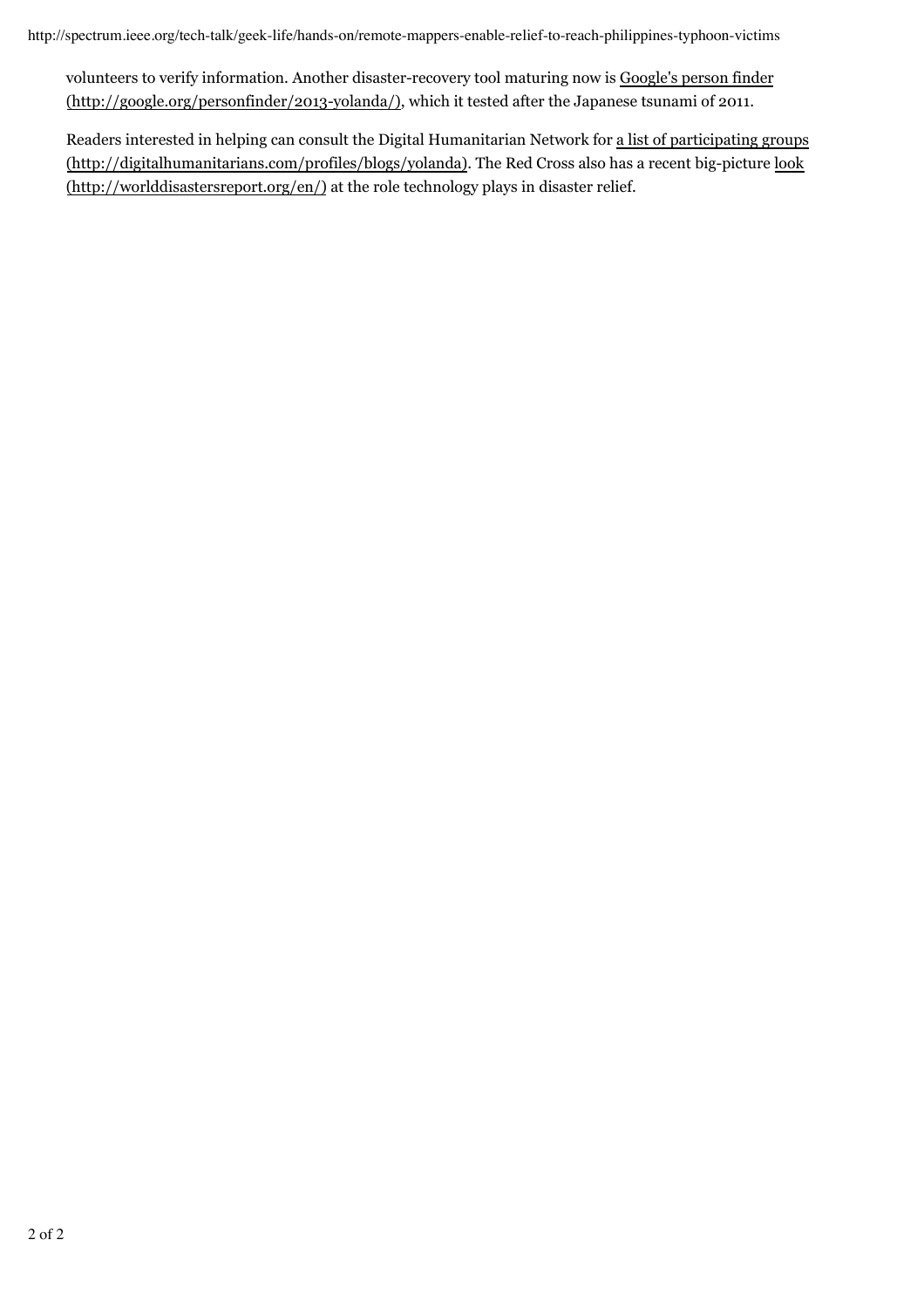volunteers to verify information. Another disaster-recovery tool maturing now is Google's person finder (http://google.org/personfinder/2013-yolanda/), which it tested after the Japanese tsunami of 2011.

Readers interested in helping can consult the Digital Humanitarian Network for a list of participating groups (http://digitalhumanitarians.com/profiles/blogs/yolanda). The Red Cross also has a recent big-picture look (http://worlddisastersreport.org/en/) at the role technology plays in disaster relief.